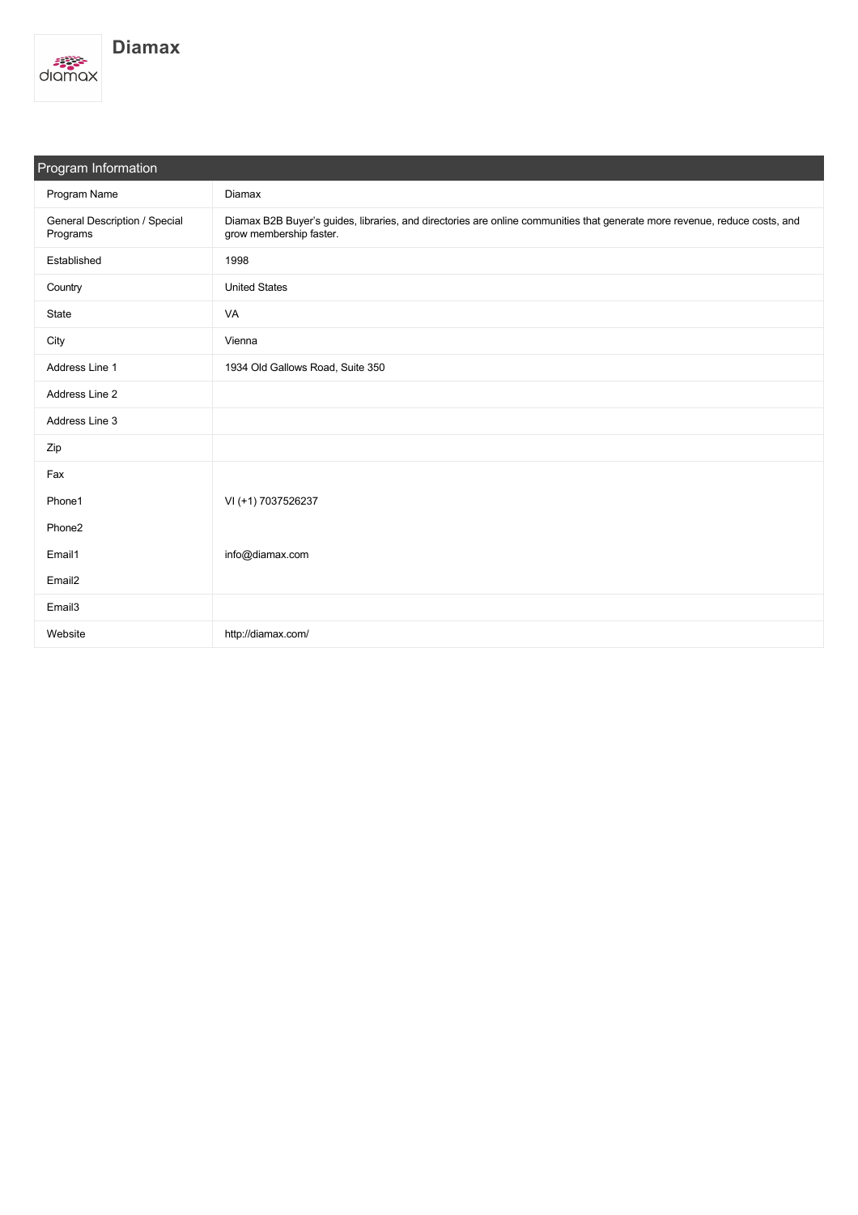# Diamax

| Program Information | |
|---|---|
| Program Name | Diamax |
| General Description / Special Programs | Diamax B2B Buyer's guides, libraries, and directories are online communities that generate more revenue, reduce costs, and grow membership faster. |
| Established | 1998 |
| Country | United States |
| State | VA |
| City | Vienna |
| Address Line 1 | 1934 Old Gallows Road, Suite 350 |
| Address Line 2 | |
| Address Line 3 | |
| Zip | |
| Fax | |
| Phone1 | VI (+1) 7037526237 |
| Phone2 | |
| Email1 | info@diamax.com |
| Email2 | |
| Email3 | |
| Website | http://diamax.com/ |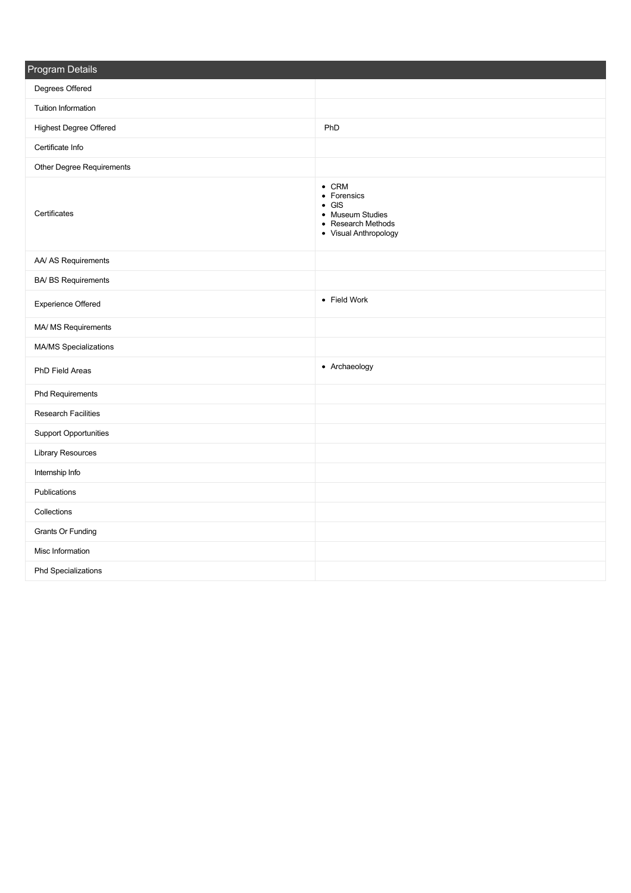| Program Details | |
|---|---|
| Degrees Offered | |
| Tuition Information | |
| Highest Degree Offered | PhD |
| Certificate Info | |
| Other Degree Requirements | |
| Certificates | • CRM<br>• Forensics<br>• GIS<br>• Museum Studies<br>• Research Methods<br>• Visual Anthropology |
| AA/ AS Requirements | |
| BA/ BS Requirements | |
| Experience Offered | • Field Work |
| MA/ MS Requirements | |
| MA/MS Specializations | |
| PhD Field Areas | • Archaeology |
| Phd Requirements | |
| Research Facilities | |
| Support Opportunities | |
| Library Resources | |
| Internship Info | |
| Publications | |
| Collections | |
| Grants Or Funding | |
| Misc Information | |
| Phd Specializations | |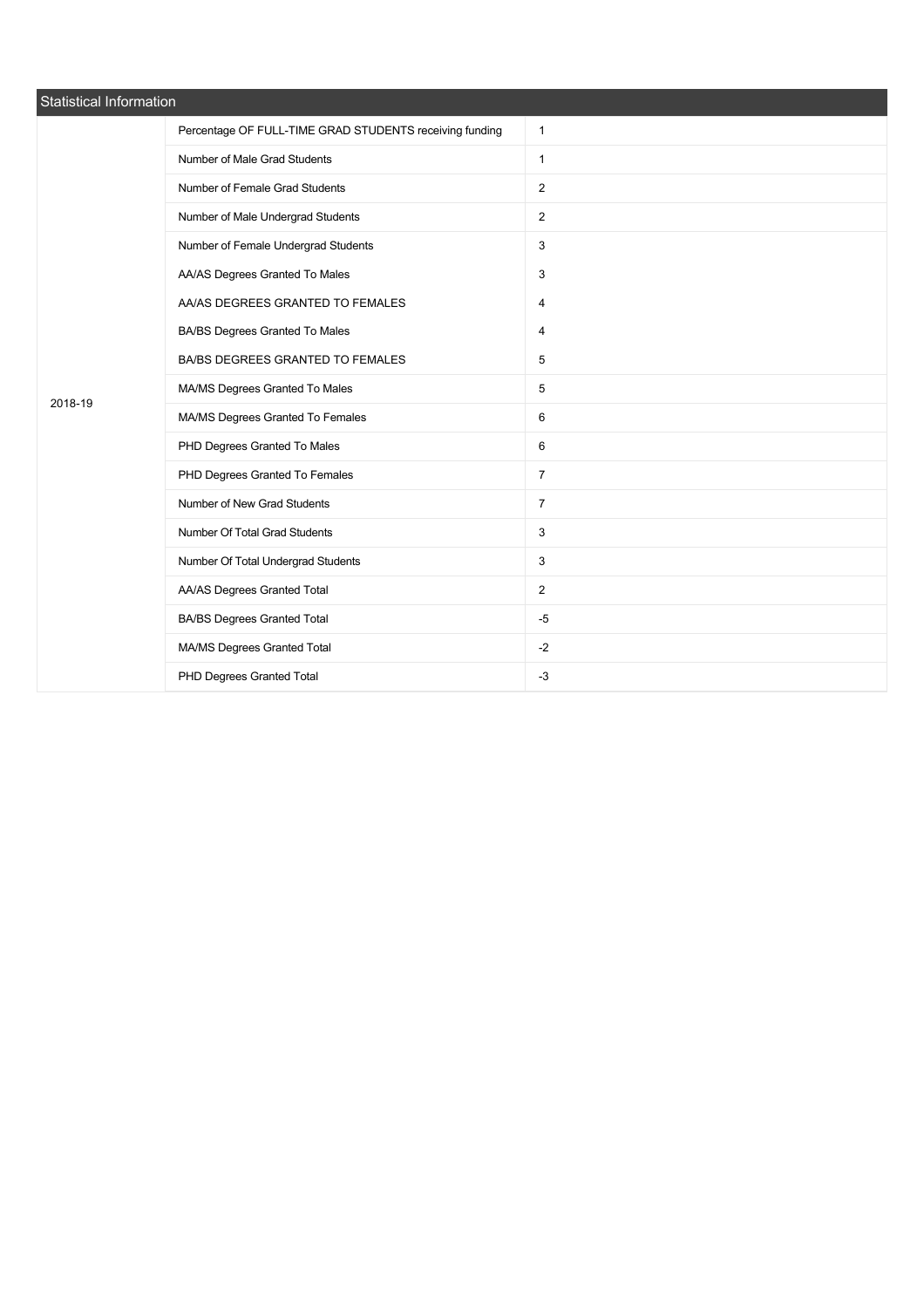## Statistical Information

| Year | Field | Value |
| --- | --- | --- |
| 2018-19 | Percentage OF FULL-TIME GRAD STUDENTS receiving funding | 1 |
| | Number of Male Grad Students | 1 |
| | Number of Female Grad Students | 2 |
| | Number of Male Undergrad Students | 2 |
| | Number of Female Undergrad Students | 3 |
| | AA/AS Degrees Granted To Males | 3 |
| | AA/AS DEGREES GRANTED TO FEMALES | 4 |
| | BA/BS Degrees Granted To Males | 4 |
| | BA/BS DEGREES GRANTED TO FEMALES | 5 |
| | MA/MS Degrees Granted To Males | 5 |
| | MA/MS Degrees Granted To Females | 6 |
| | PHD Degrees Granted To Males | 6 |
| | PHD Degrees Granted To Females | 7 |
| | Number of New Grad Students | 7 |
| | Number Of Total Grad Students | 3 |
| | Number Of Total Undergrad Students | 3 |
| | AA/AS Degrees Granted Total | 2 |
| | BA/BS Degrees Granted Total | -5 |
| | MA/MS Degrees Granted Total | -2 |
| | PHD Degrees Granted Total | -3 |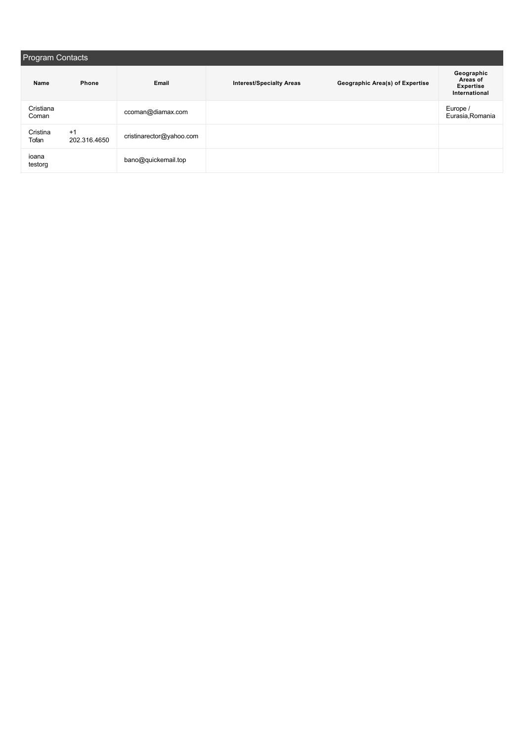## Program Contacts

| Name | Phone | Email | Interest/Specialty Areas | Geographic Area(s) of Expertise | Geographic Areas of Expertise International |
| --- | --- | --- | --- | --- | --- |
| Cristiana Coman | | ccoman@diamax.com | | | Europe / Eurasia,Romania |
| Cristina Tofan | +1 202.316.4650 | cristinarector@yahoo.com | | | |
| ioana testorg | | bano@quickemail.top | | | |